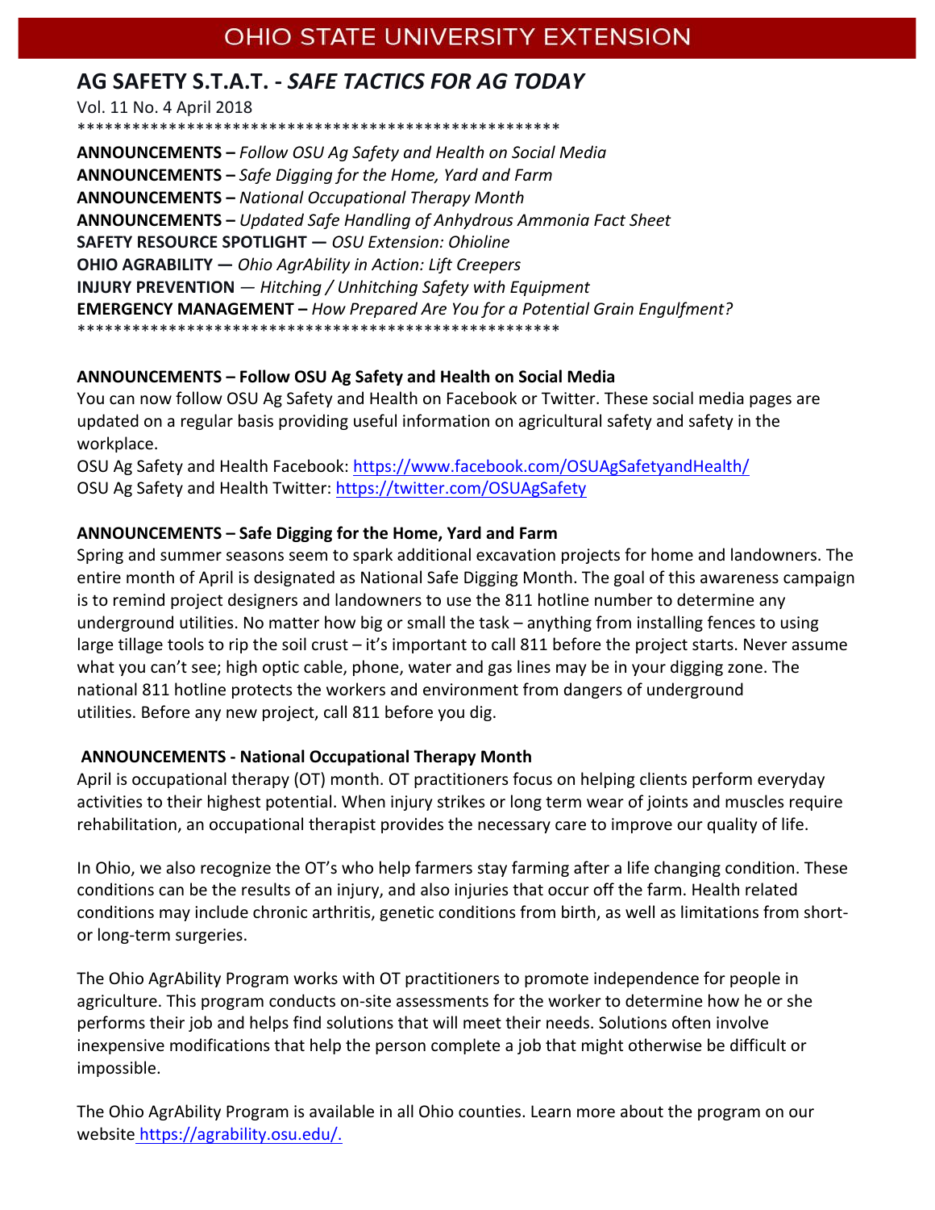OHIO STATE UNIVERSITY EXTENSION

# AG SAFETY S.T.A.T. - *SAFE TACTICS FOR AG TODAY*

Vol. 11 No. 4 April 2018

*****************************************************

**ANNOUNCEMENTS –** *Follow OSU Ag Safety and Health on Social Media*
**ANNOUNCEMENTS –** *Safe Digging for the Home, Yard and Farm*
**ANNOUNCEMENTS –** *National Occupational Therapy Month*
**ANNOUNCEMENTS –** *Updated Safe Handling of Anhydrous Ammonia Fact Sheet*
**SAFETY RESOURCE SPOTLIGHT —** *OSU Extension: Ohioline*
**OHIO AGRABILITY —** *Ohio AgrAbility in Action: Lift Creepers*
**INJURY PREVENTION** — *Hitching / Unhitching Safety with Equipment*
**EMERGENCY MANAGEMENT –** *How Prepared Are You for a Potential Grain Engulfment?*

*****************************************************

## ANNOUNCEMENTS – Follow OSU Ag Safety and Health on Social Media

You can now follow OSU Ag Safety and Health on Facebook or Twitter. These social media pages are updated on a regular basis providing useful information on agricultural safety and safety in the workplace.

OSU Ag Safety and Health Facebook: https://www.facebook.com/OSUAgSafetyandHealth/
OSU Ag Safety and Health Twitter: https://twitter.com/OSUAgSafety

## ANNOUNCEMENTS – Safe Digging for the Home, Yard and Farm

Spring and summer seasons seem to spark additional excavation projects for home and landowners. The entire month of April is designated as National Safe Digging Month. The goal of this awareness campaign is to remind project designers and landowners to use the 811 hotline number to determine any underground utilities. No matter how big or small the task – anything from installing fences to using large tillage tools to rip the soil crust – it's important to call 811 before the project starts. Never assume what you can't see; high optic cable, phone, water and gas lines may be in your digging zone. The national 811 hotline protects the workers and environment from dangers of underground utilities. Before any new project, call 811 before you dig.

## ANNOUNCEMENTS - National Occupational Therapy Month

April is occupational therapy (OT) month. OT practitioners focus on helping clients perform everyday activities to their highest potential. When injury strikes or long term wear of joints and muscles require rehabilitation, an occupational therapist provides the necessary care to improve our quality of life.

In Ohio, we also recognize the OT's who help farmers stay farming after a life changing condition. These conditions can be the results of an injury, and also injuries that occur off the farm. Health related conditions may include chronic arthritis, genetic conditions from birth, as well as limitations from short- or long-term surgeries.

The Ohio AgrAbility Program works with OT practitioners to promote independence for people in agriculture. This program conducts on-site assessments for the worker to determine how he or she performs their job and helps find solutions that will meet their needs. Solutions often involve inexpensive modifications that help the person complete a job that might otherwise be difficult or impossible.

The Ohio AgrAbility Program is available in all Ohio counties. Learn more about the program on our website https://agrability.osu.edu/.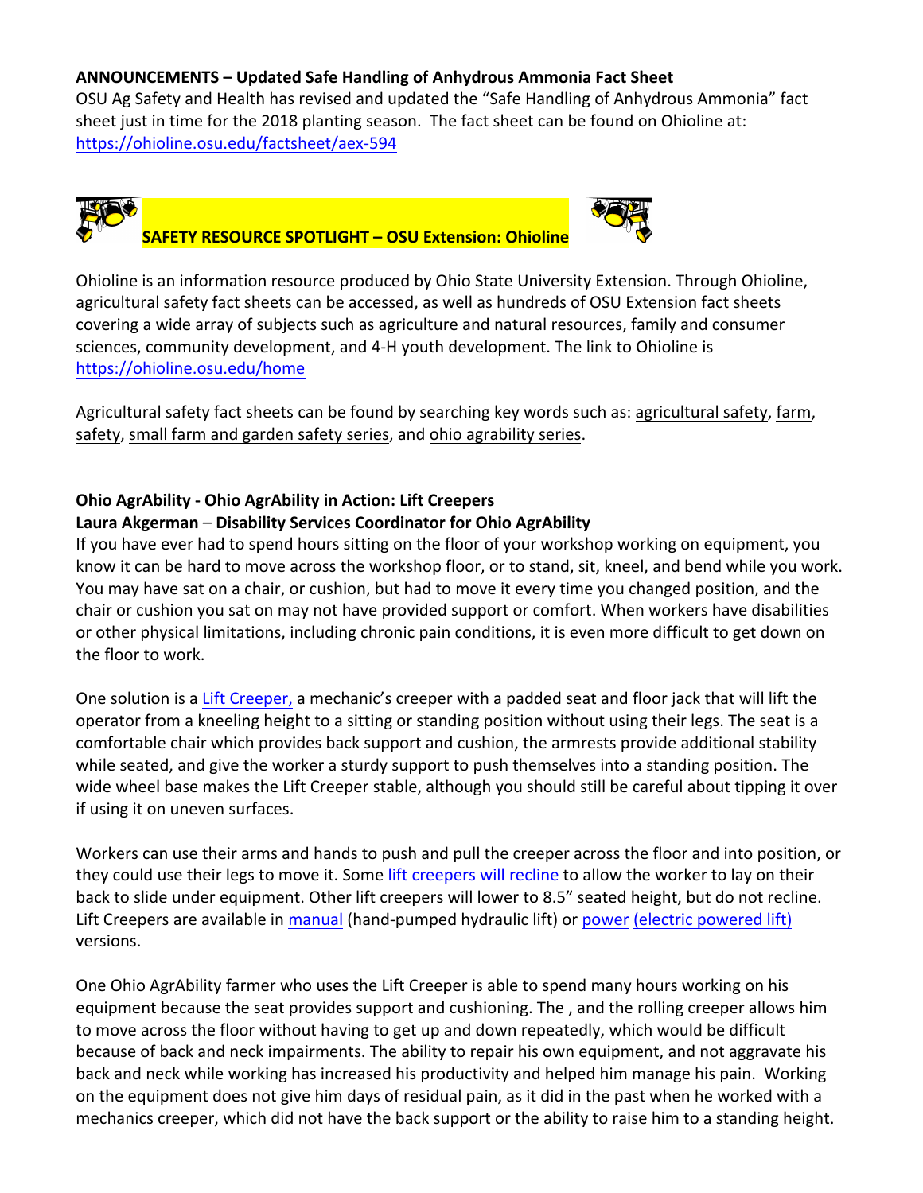**ANNOUNCEMENTS – Updated Safe Handling of Anhydrous Ammonia Fact Sheet**

OSU Ag Safety and Health has revised and updated the "Safe Handling of Anhydrous Ammonia" fact sheet just in time for the 2018 planting season. The fact sheet can be found on Ohioline at: https://ohioline.osu.edu/factsheet/aex-594

**SAFETY RESOURCE SPOTLIGHT – OSU Extension: Ohioline**

Ohioline is an information resource produced by Ohio State University Extension. Through Ohioline, agricultural safety fact sheets can be accessed, as well as hundreds of OSU Extension fact sheets covering a wide array of subjects such as agriculture and natural resources, family and consumer sciences, community development, and 4-H youth development. The link to Ohioline is https://ohioline.osu.edu/home

Agricultural safety fact sheets can be found by searching key words such as: agricultural safety, farm, safety, small farm and garden safety series, and ohio agrability series.

**Ohio AgrAbility - Ohio AgrAbility in Action: Lift Creepers**
**Laura Akgerman – Disability Services Coordinator for Ohio AgrAbility**

If you have ever had to spend hours sitting on the floor of your workshop working on equipment, you know it can be hard to move across the workshop floor, or to stand, sit, kneel, and bend while you work. You may have sat on a chair, or cushion, but had to move it every time you changed position, and the chair or cushion you sat on may not have provided support or comfort. When workers have disabilities or other physical limitations, including chronic pain conditions, it is even more difficult to get down on the floor to work.

One solution is a Lift Creeper, a mechanic's creeper with a padded seat and floor jack that will lift the operator from a kneeling height to a sitting or standing position without using their legs. The seat is a comfortable chair which provides back support and cushion, the armrests provide additional stability while seated, and give the worker a sturdy support to push themselves into a standing position. The wide wheel base makes the Lift Creeper stable, although you should still be careful about tipping it over if using it on uneven surfaces.

Workers can use their arms and hands to push and pull the creeper across the floor and into position, or they could use their legs to move it. Some lift creepers will recline to allow the worker to lay on their back to slide under equipment. Other lift creepers will lower to 8.5" seated height, but do not recline. Lift Creepers are available in manual (hand-pumped hydraulic lift) or power (electric powered lift) versions.

One Ohio AgrAbility farmer who uses the Lift Creeper is able to spend many hours working on his equipment because the seat provides support and cushioning. The , and the rolling creeper allows him to move across the floor without having to get up and down repeatedly, which would be difficult because of back and neck impairments. The ability to repair his own equipment, and not aggravate his back and neck while working has increased his productivity and helped him manage his pain. Working on the equipment does not give him days of residual pain, as it did in the past when he worked with a mechanics creeper, which did not have the back support or the ability to raise him to a standing height.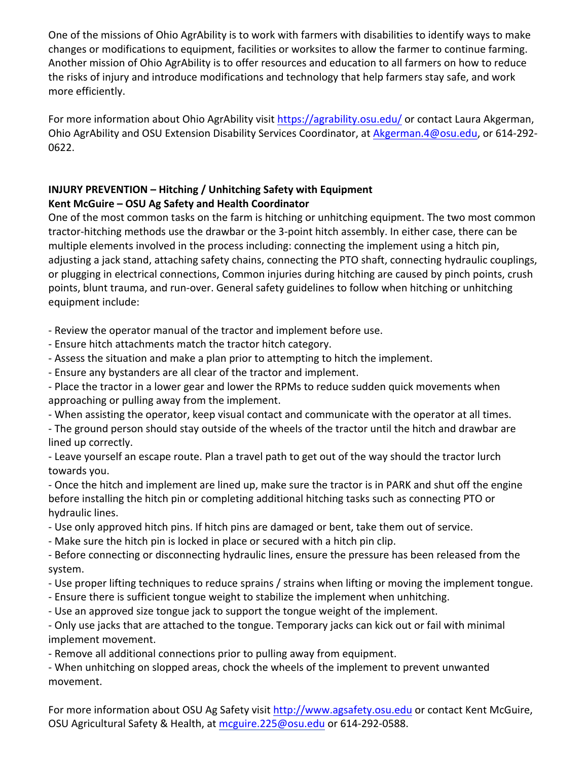One of the missions of Ohio AgrAbility is to work with farmers with disabilities to identify ways to make changes or modifications to equipment, facilities or worksites to allow the farmer to continue farming. Another mission of Ohio AgrAbility is to offer resources and education to all farmers on how to reduce the risks of injury and introduce modifications and technology that help farmers stay safe, and work more efficiently.

For more information about Ohio AgrAbility visit https://agrability.osu.edu/ or contact Laura Akgerman, Ohio AgrAbility and OSU Extension Disability Services Coordinator, at Akgerman.4@osu.edu, or 614-292-0622.

**INJURY PREVENTION – Hitching / Unhitching Safety with Equipment**
**Kent McGuire – OSU Ag Safety and Health Coordinator**

One of the most common tasks on the farm is hitching or unhitching equipment. The two most common tractor-hitching methods use the drawbar or the 3-point hitch assembly. In either case, there can be multiple elements involved in the process including: connecting the implement using a hitch pin, adjusting a jack stand, attaching safety chains, connecting the PTO shaft, connecting hydraulic couplings, or plugging in electrical connections, Common injuries during hitching are caused by pinch points, crush points, blunt trauma, and run-over. General safety guidelines to follow when hitching or unhitching equipment include:

- Review the operator manual of the tractor and implement before use.
- Ensure hitch attachments match the tractor hitch category.
- Assess the situation and make a plan prior to attempting to hitch the implement.
- Ensure any bystanders are all clear of the tractor and implement.
- Place the tractor in a lower gear and lower the RPMs to reduce sudden quick movements when approaching or pulling away from the implement.
- When assisting the operator, keep visual contact and communicate with the operator at all times.
- The ground person should stay outside of the wheels of the tractor until the hitch and drawbar are lined up correctly.
- Leave yourself an escape route. Plan a travel path to get out of the way should the tractor lurch towards you.
- Once the hitch and implement are lined up, make sure the tractor is in PARK and shut off the engine before installing the hitch pin or completing additional hitching tasks such as connecting PTO or hydraulic lines.
- Use only approved hitch pins. If hitch pins are damaged or bent, take them out of service.
- Make sure the hitch pin is locked in place or secured with a hitch pin clip.
- Before connecting or disconnecting hydraulic lines, ensure the pressure has been released from the system.
- Use proper lifting techniques to reduce sprains / strains when lifting or moving the implement tongue.
- Ensure there is sufficient tongue weight to stabilize the implement when unhitching.
- Use an approved size tongue jack to support the tongue weight of the implement.
- Only use jacks that are attached to the tongue. Temporary jacks can kick out or fail with minimal implement movement.
- Remove all additional connections prior to pulling away from equipment.
- When unhitching on slopped areas, chock the wheels of the implement to prevent unwanted movement.

For more information about OSU Ag Safety visit http://www.agsafety.osu.edu or contact Kent McGuire, OSU Agricultural Safety & Health, at mcguire.225@osu.edu or 614-292-0588.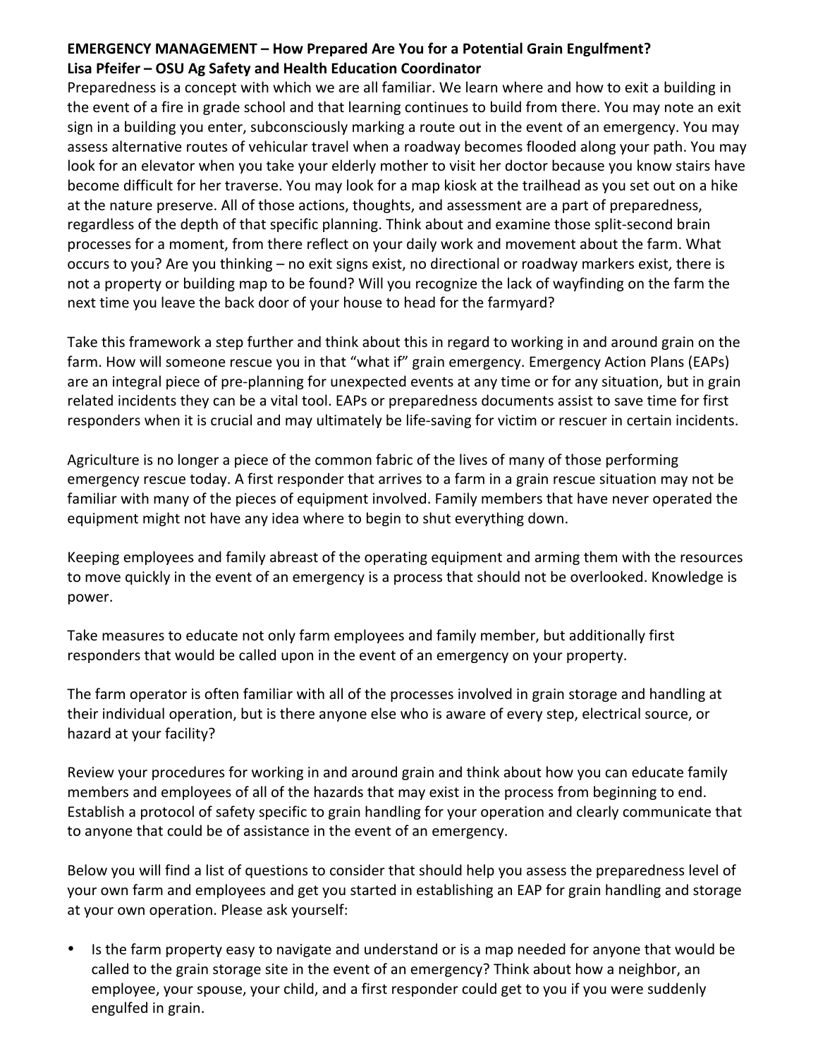**EMERGENCY MANAGEMENT – How Prepared Are You for a Potential Grain Engulfment?**
**Lisa Pfeifer – OSU Ag Safety and Health Education Coordinator**

Preparedness is a concept with which we are all familiar. We learn where and how to exit a building in the event of a fire in grade school and that learning continues to build from there. You may note an exit sign in a building you enter, subconsciously marking a route out in the event of an emergency. You may assess alternative routes of vehicular travel when a roadway becomes flooded along your path. You may look for an elevator when you take your elderly mother to visit her doctor because you know stairs have become difficult for her traverse. You may look for a map kiosk at the trailhead as you set out on a hike at the nature preserve. All of those actions, thoughts, and assessment are a part of preparedness, regardless of the depth of that specific planning. Think about and examine those split-second brain processes for a moment, from there reflect on your daily work and movement about the farm. What occurs to you? Are you thinking – no exit signs exist, no directional or roadway markers exist, there is not a property or building map to be found? Will you recognize the lack of wayfinding on the farm the next time you leave the back door of your house to head for the farmyard?

Take this framework a step further and think about this in regard to working in and around grain on the farm. How will someone rescue you in that "what if" grain emergency. Emergency Action Plans (EAPs) are an integral piece of pre-planning for unexpected events at any time or for any situation, but in grain related incidents they can be a vital tool. EAPs or preparedness documents assist to save time for first responders when it is crucial and may ultimately be life-saving for victim or rescuer in certain incidents.

Agriculture is no longer a piece of the common fabric of the lives of many of those performing emergency rescue today. A first responder that arrives to a farm in a grain rescue situation may not be familiar with many of the pieces of equipment involved. Family members that have never operated the equipment might not have any idea where to begin to shut everything down.

Keeping employees and family abreast of the operating equipment and arming them with the resources to move quickly in the event of an emergency is a process that should not be overlooked. Knowledge is power.

Take measures to educate not only farm employees and family member, but additionally first responders that would be called upon in the event of an emergency on your property.

The farm operator is often familiar with all of the processes involved in grain storage and handling at their individual operation, but is there anyone else who is aware of every step, electrical source, or hazard at your facility?

Review your procedures for working in and around grain and think about how you can educate family members and employees of all of the hazards that may exist in the process from beginning to end. Establish a protocol of safety specific to grain handling for your operation and clearly communicate that to anyone that could be of assistance in the event of an emergency.

Below you will find a list of questions to consider that should help you assess the preparedness level of your own farm and employees and get you started in establishing an EAP for grain handling and storage at your own operation. Please ask yourself:

- Is the farm property easy to navigate and understand or is a map needed for anyone that would be called to the grain storage site in the event of an emergency? Think about how a neighbor, an employee, your spouse, your child, and a first responder could get to you if you were suddenly engulfed in grain.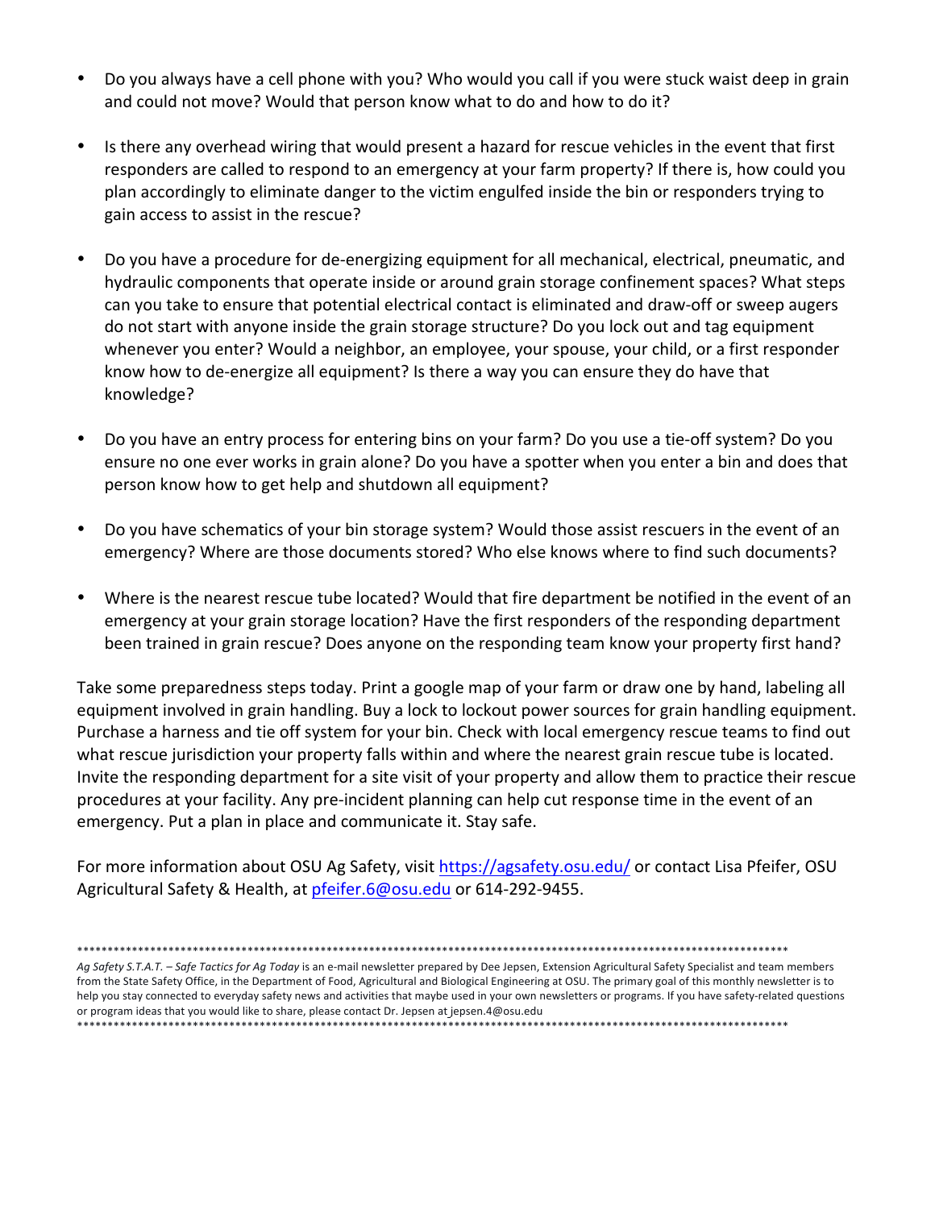- Do you always have a cell phone with you? Who would you call if you were stuck waist deep in grain and could not move? Would that person know what to do and how to do it?

- Is there any overhead wiring that would present a hazard for rescue vehicles in the event that first responders are called to respond to an emergency at your farm property? If there is, how could you plan accordingly to eliminate danger to the victim engulfed inside the bin or responders trying to gain access to assist in the rescue?

- Do you have a procedure for de-energizing equipment for all mechanical, electrical, pneumatic, and hydraulic components that operate inside or around grain storage confinement spaces? What steps can you take to ensure that potential electrical contact is eliminated and draw-off or sweep augers do not start with anyone inside the grain storage structure? Do you lock out and tag equipment whenever you enter? Would a neighbor, an employee, your spouse, your child, or a first responder know how to de-energize all equipment? Is there a way you can ensure they do have that knowledge?

- Do you have an entry process for entering bins on your farm? Do you use a tie-off system? Do you ensure no one ever works in grain alone? Do you have a spotter when you enter a bin and does that person know how to get help and shutdown all equipment?

- Do you have schematics of your bin storage system? Would those assist rescuers in the event of an emergency? Where are those documents stored? Who else knows where to find such documents?

- Where is the nearest rescue tube located? Would that fire department be notified in the event of an emergency at your grain storage location? Have the first responders of the responding department been trained in grain rescue? Does anyone on the responding team know your property first hand?

Take some preparedness steps today. Print a google map of your farm or draw one by hand, labeling all equipment involved in grain handling. Buy a lock to lockout power sources for grain handling equipment. Purchase a harness and tie off system for your bin. Check with local emergency rescue teams to find out what rescue jurisdiction your property falls within and where the nearest grain rescue tube is located. Invite the responding department for a site visit of your property and allow them to practice their rescue procedures at your facility. Any pre-incident planning can help cut response time in the event of an emergency. Put a plan in place and communicate it. Stay safe.

For more information about OSU Ag Safety, visit https://agsafety.osu.edu/ or contact Lisa Pfeifer, OSU Agricultural Safety & Health, at pfeifer.6@osu.edu or 614-292-9455.

---

*Ag Safety S.T.A.T. – Safe Tactics for Ag Today* is an e-mail newsletter prepared by Dee Jepsen, Extension Agricultural Safety Specialist and team members from the State Safety Office, in the Department of Food, Agricultural and Biological Engineering at OSU. The primary goal of this monthly newsletter is to help you stay connected to everyday safety news and activities that maybe used in your own newsletters or programs. If you have safety-related questions or program ideas that you would like to share, please contact Dr. Jepsen at jepsen.4@osu.edu

---